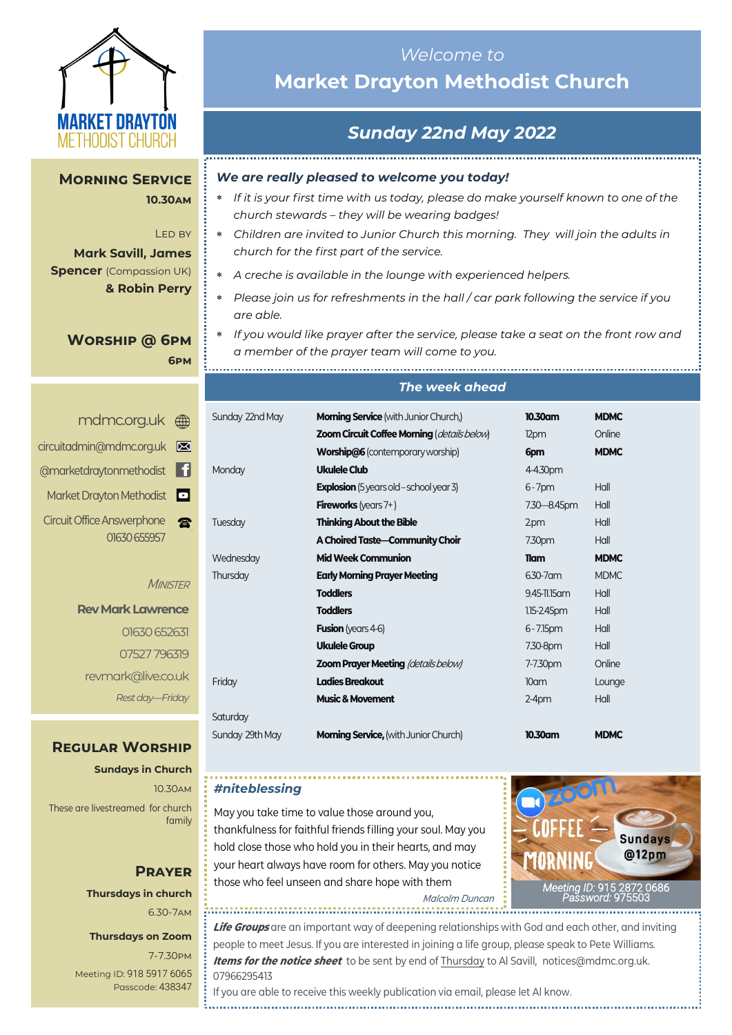MARKET DRAYTON METHODIST CHURCH

# *Welcome to* Market Drayton Methodist Church

## *Sunday 22nd May 2022*

### Morning Service

**10.30AM**

Led by

**Mark Savill, James Spencer** (Compassion UK) **& Robin Perry**

### Worship @ 6PM

**6PM**

mdmc.org.uk

circuitadmin@mdmc.org.uk

@marketdraytonmethodist

Market Drayton Methodist

Circuit Office Answerphone 01630 655957

*Minister*

**Rev Mark Lawrence**

01630 652631

07527 796319

revmark@live.co.uk

*Rest day—Friday*

### Regular Worship

**Sundays in Church**

10.30AM

These are livestreamed for church family

### Prayer

**Thursdays in church**

6.30-7AM

**Thursdays on Zoom**

7-7.30PM

Meeting ID: 918 5917 6065

Passcode: 438347

### *We are really pleased to welcome you today!*

- *If it is your first time with us today, please do make yourself known to one of the church stewards – they will be wearing badges!*
- *Children are invited to Junior Church this morning. They will join the adults in church for the first part of the service.*
- *A creche is available in the lounge with experienced helpers.*
- *Please join us for refreshments in the hall / car park following the service if you are able.*
- *If you would like prayer after the service, please take a seat on the front row and a member of the prayer team will come to you.*

### *The week ahead*

| | | | |
|---|---|---|---|
| Sunday 22nd May | **Morning Service** (with Junior Church) | **10.30am** | **MDMC** |
| | **Zoom Circuit Coffee Morning** (*details below*) | 12pm | Online |
| | **Worship@6** (contemporary worship) | **6pm** | **MDMC** |
| Monday | **Ukulele Club** | 4-4.30pm | |
| | **Explosion** (5 years old – school year 3) | 6 - 7pm | Hall |
| | **Fireworks** (years 7+) | 7.30—8.45pm | Hall |
| Tuesday | **Thinking About the Bible** | 2pm | Hall |
| | **A Choired Taste—Community Choir** | 7.30pm | Hall |
| Wednesday | **Mid Week Communion** | **11am** | **MDMC** |
| Thursday | **Early Morning Prayer Meeting** | 6.30-7am | MDMC |
| | **Toddlers** | 9.45-11.15am | Hall |
| | **Toddlers** | 1.15-2.45pm | Hall |
| | **Fusion** (years 4-6) | 6 - 7.15pm | Hall |
| | **Ukulele Group** | 7.30-8pm | Hall |
| | **Zoom Prayer Meeting** (*details below*) | 7-7.30pm | Online |
| Friday | **Ladies Breakout** | 10am | Lounge |
| | **Music & Movement** | 2-4pm | Hall |
| Saturday | | | |
| Sunday 29th May | **Morning Service,** (with Junior Church) | **10.30am** | **MDMC** |

### *#niteblessing*

May you take time to value those around you, thankfulness for faithful friends filling your soul. May you hold close those who hold you in their hearts, and may your heart always have room for others. May you notice those who feel unseen and share hope with them

*Malcolm Duncan*

zoom COFFEE MORNING Sundays @12pm

*Meeting ID:* 915 2872 0686
*Password:* 975503

***Life Groups*** are an important way of deepening relationships with God and each other, and inviting people to meet Jesus. If you are interested in joining a life group, please speak to Pete Williams.

***Items for the notice sheet*** to be sent by end of Thursday to Al Savill, notices@mdmc.org.uk. 07966295413

If you are able to receive this weekly publication via email, please let Al know.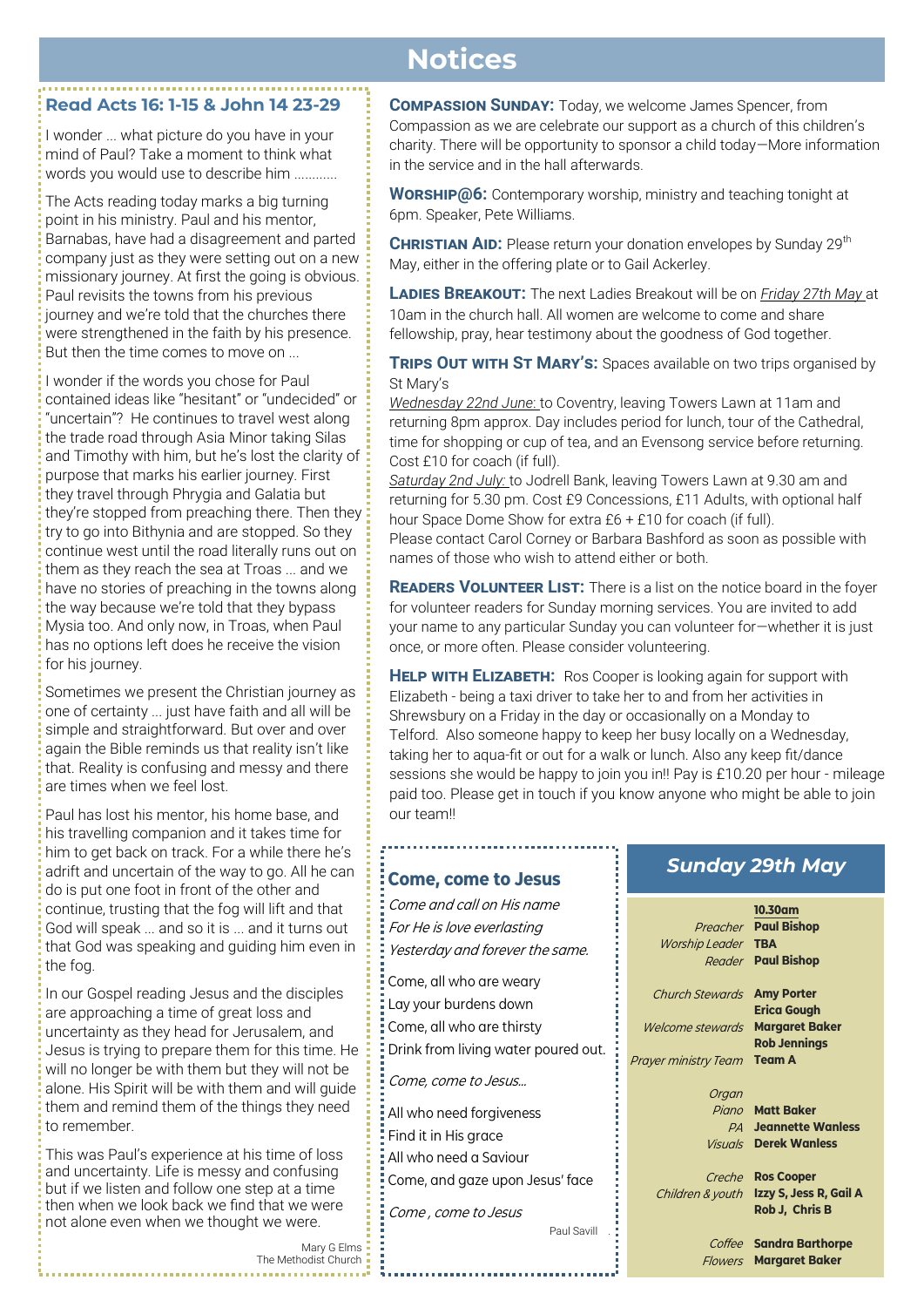# Notices

## Read Acts 16: 1-15 & John 14 23-29

I wonder ... what picture do you have in your mind of Paul? Take a moment to think what words you would use to describe him ............

The Acts reading today marks a big turning point in his ministry. Paul and his mentor, Barnabas, have had a disagreement and parted company just as they were setting out on a new missionary journey. At first the going is obvious. Paul revisits the towns from his previous journey and we're told that the churches there were strengthened in the faith by his presence. But then the time comes to move on ...

I wonder if the words you chose for Paul contained ideas like "hesitant" or "undecided" or "uncertain"? He continues to travel west along the trade road through Asia Minor taking Silas and Timothy with him, but he's lost the clarity of purpose that marks his earlier journey. First they travel through Phrygia and Galatia but they're stopped from preaching there. Then they try to go into Bithynia and are stopped. So they continue west until the road literally runs out on them as they reach the sea at Troas ... and we have no stories of preaching in the towns along the way because we're told that they bypass Mysia too. And only now, in Troas, when Paul has no options left does he receive the vision for his journey.

Sometimes we present the Christian journey as one of certainty ... just have faith and all will be simple and straightforward. But over and over again the Bible reminds us that reality isn't like that. Reality is confusing and messy and there are times when we feel lost.

Paul has lost his mentor, his home base, and his travelling companion and it takes time for him to get back on track. For a while there he's adrift and uncertain of the way to go. All he can do is put one foot in front of the other and continue, trusting that the fog will lift and that God will speak ... and so it is ... and it turns out that God was speaking and guiding him even in the fog.

In our Gospel reading Jesus and the disciples are approaching a time of great loss and uncertainty as they head for Jerusalem, and Jesus is trying to prepare them for this time. He will no longer be with them but they will not be alone. His Spirit will be with them and will guide them and remind them of the things they need to remember.

This was Paul's experience at his time of loss and uncertainty. Life is messy and confusing but if we listen and follow one step at a time then when we look back we find that we were not alone even when we thought we were.

Mary G Elms
The Methodist Church

**COMPASSION SUNDAY:** Today, we welcome James Spencer, from Compassion as we are celebrate our support as a church of this children's charity. There will be opportunity to sponsor a child today—More information in the service and in the hall afterwards.

**WORSHIP@6:** Contemporary worship, ministry and teaching tonight at 6pm. Speaker, Pete Williams.

**CHRISTIAN AID:** Please return your donation envelopes by Sunday 29th May, either in the offering plate or to Gail Ackerley.

**LADIES BREAKOUT:** The next Ladies Breakout will be on *Friday 27th May* at 10am in the church hall. All women are welcome to come and share fellowship, pray, hear testimony about the goodness of God together.

**TRIPS OUT WITH ST MARY'S:** Spaces available on two trips organised by St Mary's

*Wednesday 22nd June:* to Coventry, leaving Towers Lawn at 11am and returning 8pm approx. Day includes period for lunch, tour of the Cathedral, time for shopping or cup of tea, and an Evensong service before returning. Cost £10 for coach (if full).

*Saturday 2nd July:* to Jodrell Bank, leaving Towers Lawn at 9.30 am and returning for 5.30 pm. Cost £9 Concessions, £11 Adults, with optional half hour Space Dome Show for extra £6 + £10 for coach (if full).

Please contact Carol Corney or Barbara Bashford as soon as possible with names of those who wish to attend either or both.

**READERS VOLUNTEER LIST:** There is a list on the notice board in the foyer for volunteer readers for Sunday morning services. You are invited to add your name to any particular Sunday you can volunteer for—whether it is just once, or more often. Please consider volunteering.

**HELP WITH ELIZABETH:** Ros Cooper is looking again for support with Elizabeth - being a taxi driver to take her to and from her activities in Shrewsbury on a Friday in the day or occasionally on a Monday to Telford. Also someone happy to keep her busy locally on a Wednesday, taking her to aqua-fit or out for a walk or lunch. Also any keep fit/dance sessions she would be happy to join you in!! Pay is £10.20 per hour - mileage paid too. Please get in touch if you know anyone who might be able to join our team!!

## Come, come to Jesus

*Come and call on His name*
*For He is love everlasting*
*Yesterday and forever the same.*

Come, all who are weary
Lay your burdens down
Come, all who are thirsty
Drink from living water poured out.

*Come, come to Jesus...*

All who need forgiveness
Find it in His grace
All who need a Saviour
Come, and gaze upon Jesus' face

*Come , come to Jesus*

Paul Savill

## Sunday 29th May

| | **10.30am** |
|---|---|
| *Preacher* | **Paul Bishop** |
| *Worship Leader* | **TBA** |
| *Reader* | **Paul Bishop** |
| *Church Stewards* | **Amy Porter, Erica Gough** |
| *Welcome stewards* | **Margaret Baker, Rob Jennings** |
| *Prayer ministry Team* | **Team A** |
| *Organ* | |
| *Piano* | **Matt Baker** |
| *PA* | **Jeannette Wanless** |
| *Visuals* | **Derek Wanless** |
| *Creche* | **Ros Cooper** |
| *Children & youth* | **Izzy S, Jess R, Gail A, Rob J, Chris B** |
| *Coffee* | **Sandra Barthorpe** |
| *Flowers* | **Margaret Baker** |